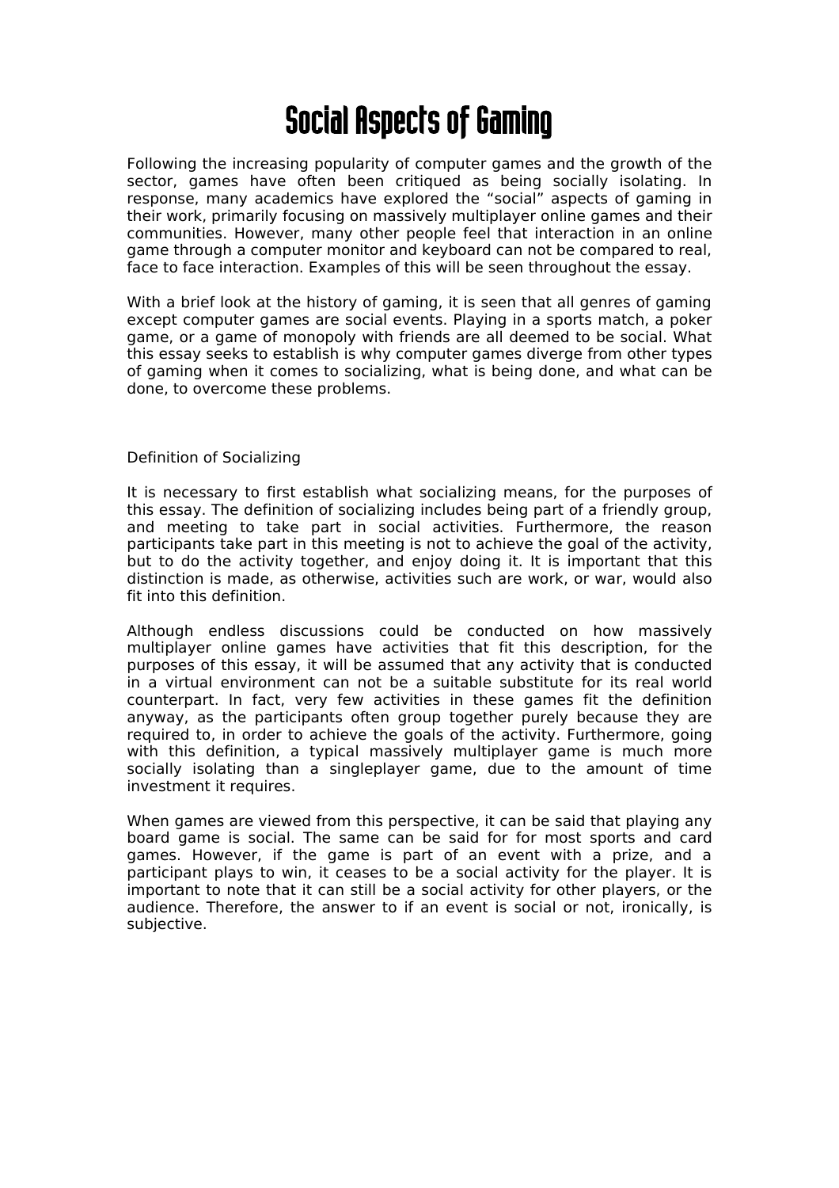# Social Aspects of Gaming

Following the increasing popularity of computer games and the growth of the sector, games have often been critiqued as being socially isolating. In response, many academics have explored the "social" aspects of gaming in their work, primarily focusing on massively multiplayer online games and their communities. However, many other people feel that interaction in an online game through a computer monitor and keyboard can not be compared to real, face to face interaction. Examples of this will be seen throughout the essay.

With a brief look at the history of gaming, it is seen that all genres of gaming except computer games are social events. Playing in a sports match, a poker game, or a game of monopoly with friends are all deemed to be social. What this essay seeks to establish is why computer games diverge from other types of gaming when it comes to socializing, what is being done, and what can be done, to overcome these problems.

## Definition of Socializing

It is necessary to first establish what socializing means, for the purposes of this essay. The definition of socializing includes being part of a friendly group, and meeting to take part in social activities. Furthermore, the reason participants take part in this meeting is not to achieve the goal of the activity, but to do the activity together, and enjoy doing it. It is important that this distinction is made, as otherwise, activities such are work, or war, would also fit into this definition.

Although endless discussions could be conducted on how massively multiplayer online games have activities that fit this description, for the purposes of this essay, it will be assumed that any activity that is conducted in a virtual environment can not be a suitable substitute for its real world counterpart. In fact, very few activities in these games fit the definition anyway, as the participants often group together purely because they are required to, in order to achieve the goals of the activity. Furthermore, going with this definition, a typical massively multiplayer game is much more socially isolating than a singleplayer game, due to the amount of time investment it requires.

When games are viewed from this perspective, it can be said that playing any board game is social. The same can be said for for most sports and card games. However, if the game is part of an event with a prize, and a participant plays to win, it ceases to be a social activity for the player. It is important to note that it can still be a social activity for other players, or the audience. Therefore, the answer to if an event is social or not, ironically, is subjective.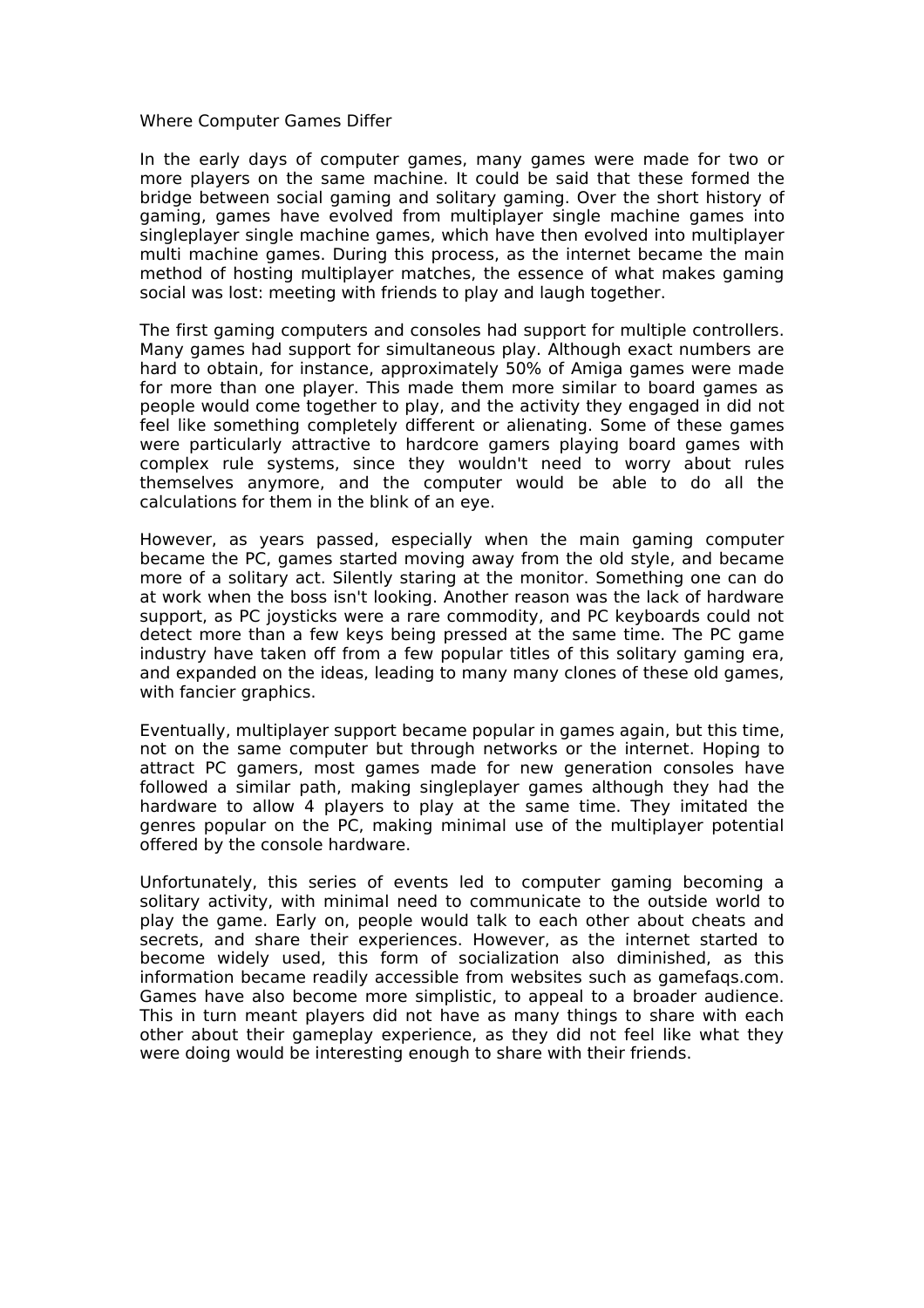## Where Computer Games Differ

In the early days of computer games, many games were made for two or more players on the same machine. It could be said that these formed the bridge between social gaming and solitary gaming. Over the short history of gaming, games have evolved from multiplayer single machine games into singleplayer single machine games, which have then evolved into multiplayer multi machine games. During this process, as the internet became the main method of hosting multiplayer matches, the essence of what makes gaming social was lost: meeting with friends to play and laugh together.

The first gaming computers and consoles had support for multiple controllers. Many games had support for simultaneous play. Although exact numbers are hard to obtain, for instance, approximately 50% of Amiga games were made for more than one player. This made them more similar to board games as people would come together to play, and the activity they engaged in did not feel like something completely different or alienating. Some of these games were particularly attractive to hardcore gamers playing board games with complex rule systems, since they wouldn't need to worry about rules themselves anymore, and the computer would be able to do all the calculations for them in the blink of an eye.

However, as years passed, especially when the main gaming computer became the PC, games started moving away from the old style, and became more of a solitary act. Silently staring at the monitor. Something one can do at work when the boss isn't looking. Another reason was the lack of hardware support, as PC joysticks were a rare commodity, and PC keyboards could not detect more than a few keys being pressed at the same time. The PC game industry have taken off from a few popular titles of this solitary gaming era, and expanded on the ideas, leading to many many clones of these old games, with fancier graphics.

Eventually, multiplayer support became popular in games again, but this time, not on the same computer but through networks or the internet. Hoping to attract PC gamers, most games made for new generation consoles have followed a similar path, making singleplayer games although they had the hardware to allow 4 players to play at the same time. They imitated the genres popular on the PC, making minimal use of the multiplayer potential offered by the console hardware.

Unfortunately, this series of events led to computer gaming becoming a solitary activity, with minimal need to communicate to the outside world to play the game. Early on, people would talk to each other about cheats and secrets, and share their experiences. However, as the internet started to become widely used, this form of socialization also diminished, as this information became readily accessible from websites such as gamefaqs.com. Games have also become more simplistic, to appeal to a broader audience. This in turn meant players did not have as many things to share with each other about their gameplay experience, as they did not feel like what they were doing would be interesting enough to share with their friends.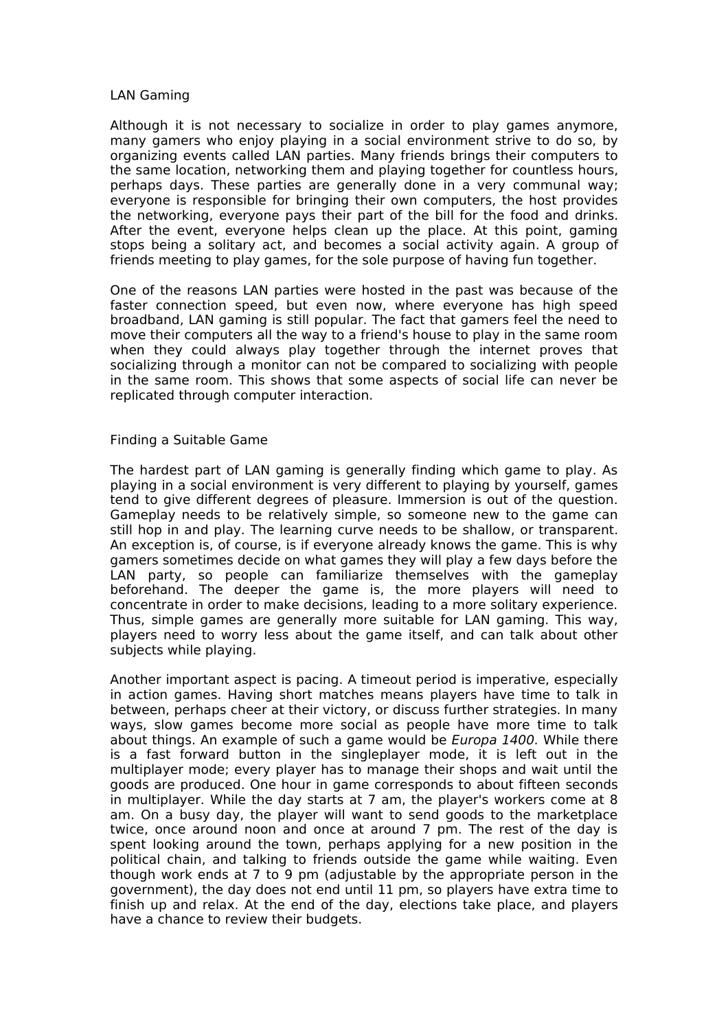## LAN Gaming

Although it is not necessary to socialize in order to play games anymore, many gamers who enjoy playing in a social environment strive to do so, by organizing events called LAN parties. Many friends brings their computers to the same location, networking them and playing together for countless hours, perhaps days. These parties are generally done in a very communal way; everyone is responsible for bringing their own computers, the host provides the networking, everyone pays their part of the bill for the food and drinks. After the event, everyone helps clean up the place. At this point, gaming stops being a solitary act, and becomes a social activity again. A group of friends meeting to play games, for the sole purpose of having fun together.

One of the reasons LAN parties were hosted in the past was because of the faster connection speed, but even now, where everyone has high speed broadband, LAN gaming is still popular. The fact that gamers feel the need to move their computers all the way to a friend's house to play in the same room when they could always play together through the internet proves that socializing through a monitor can not be compared to socializing with people in the same room. This shows that some aspects of social life can never be replicated through computer interaction.

## Finding a Suitable Game

The hardest part of LAN gaming is generally finding which game to play. As playing in a social environment is very different to playing by yourself, games tend to give different degrees of pleasure. Immersion is out of the question. Gameplay needs to be relatively simple, so someone new to the game can still hop in and play. The learning curve needs to be shallow, or transparent. An exception is, of course, is if everyone already knows the game. This is why gamers sometimes decide on what games they will play a few days before the LAN party, so people can familiarize themselves with the gameplay beforehand. The deeper the game is, the more players will need to concentrate in order to make decisions, leading to a more solitary experience. Thus, simple games are generally more suitable for LAN gaming. This way, players need to worry less about the game itself, and can talk about other subjects while playing.

Another important aspect is pacing. A timeout period is imperative, especially in action games. Having short matches means players have time to talk in between, perhaps cheer at their victory, or discuss further strategies. In many ways, slow games become more social as people have more time to talk about things. An example of such a game would be *Europa 1400*. While there is a fast forward button in the singleplayer mode, it is left out in the multiplayer mode; every player has to manage their shops and wait until the goods are produced. One hour in game corresponds to about fifteen seconds in multiplayer. While the day starts at 7 am, the player's workers come at 8 am. On a busy day, the player will want to send goods to the marketplace twice, once around noon and once at around 7 pm. The rest of the day is spent looking around the town, perhaps applying for a new position in the political chain, and talking to friends outside the game while waiting. Even though work ends at 7 to 9 pm (adjustable by the appropriate person in the government), the day does not end until 11 pm, so players have extra time to finish up and relax. At the end of the day, elections take place, and players have a chance to review their budgets.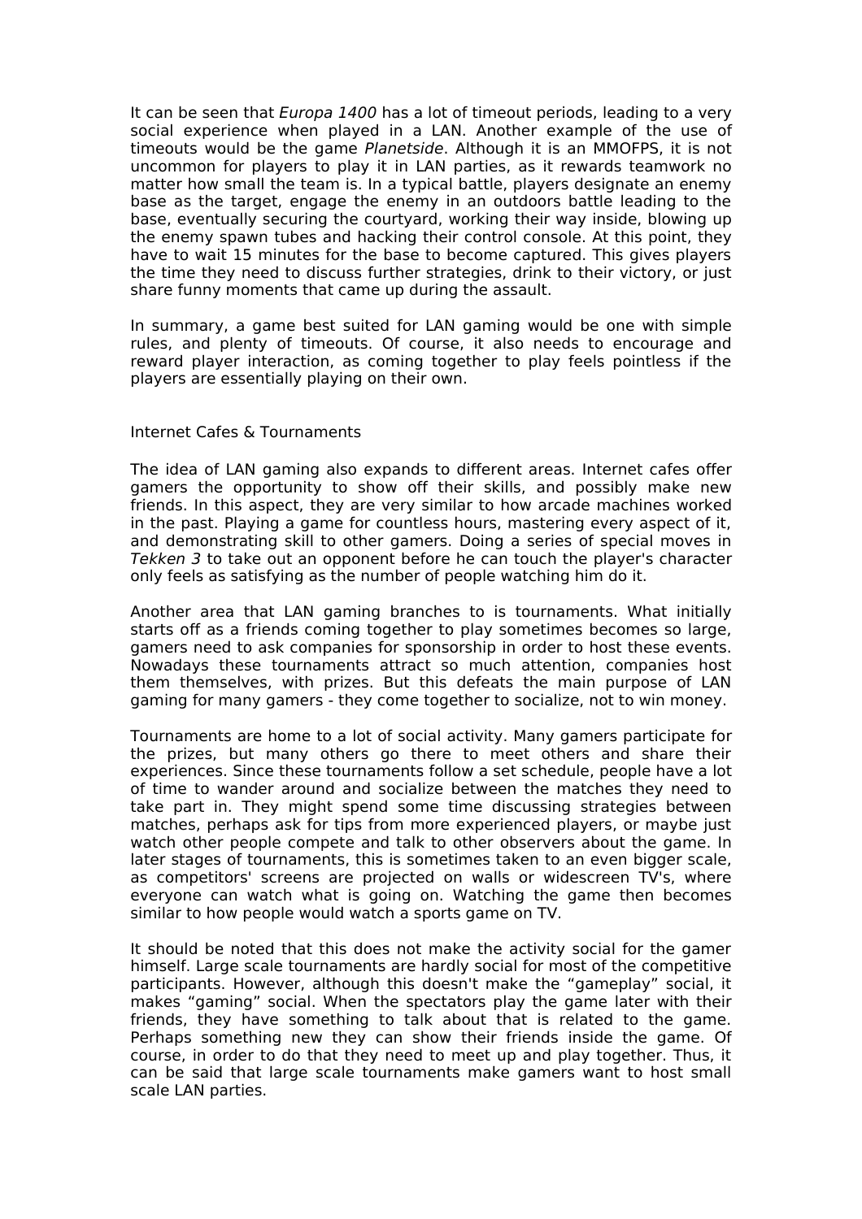It can be seen that *Europa 1400* has a lot of timeout periods, leading to a very social experience when played in a LAN. Another example of the use of timeouts would be the game *Planetside*. Although it is an MMOFPS, it is not uncommon for players to play it in LAN parties, as it rewards teamwork no matter how small the team is. In a typical battle, players designate an enemy base as the target, engage the enemy in an outdoors battle leading to the base, eventually securing the courtyard, working their way inside, blowing up the enemy spawn tubes and hacking their control console. At this point, they have to wait 15 minutes for the base to become captured. This gives players the time they need to discuss further strategies, drink to their victory, or just share funny moments that came up during the assault.

In summary, a game best suited for LAN gaming would be one with simple rules, and plenty of timeouts. Of course, it also needs to encourage and reward player interaction, as coming together to play feels pointless if the players are essentially playing on their own.

## Internet Cafes & Tournaments

The idea of LAN gaming also expands to different areas. Internet cafes offer gamers the opportunity to show off their skills, and possibly make new friends. In this aspect, they are very similar to how arcade machines worked in the past. Playing a game for countless hours, mastering every aspect of it, and demonstrating skill to other gamers. Doing a series of special moves in *Tekken 3* to take out an opponent before he can touch the player's character only feels as satisfying as the number of people watching him do it.

Another area that LAN gaming branches to is tournaments. What initially starts off as a friends coming together to play sometimes becomes so large, gamers need to ask companies for sponsorship in order to host these events. Nowadays these tournaments attract so much attention, companies host them themselves, with prizes. But this defeats the main purpose of LAN gaming for many gamers - they come together to socialize, not to win money.

Tournaments are home to a lot of social activity. Many gamers participate for the prizes, but many others go there to meet others and share their experiences. Since these tournaments follow a set schedule, people have a lot of time to wander around and socialize between the matches they need to take part in. They might spend some time discussing strategies between matches, perhaps ask for tips from more experienced players, or maybe just watch other people compete and talk to other observers about the game. In later stages of tournaments, this is sometimes taken to an even bigger scale, as competitors' screens are projected on walls or widescreen TV's, where everyone can watch what is going on. Watching the game then becomes similar to how people would watch a sports game on TV.

It should be noted that this does not make the activity social for the gamer himself. Large scale tournaments are hardly social for most of the competitive participants. However, although this doesn't make the "gameplay" social, it makes "gaming" social. When the spectators play the game later with their friends, they have something to talk about that is related to the game. Perhaps something new they can show their friends inside the game. Of course, in order to do that they need to meet up and play together. Thus, it can be said that large scale tournaments make gamers want to host small scale LAN parties.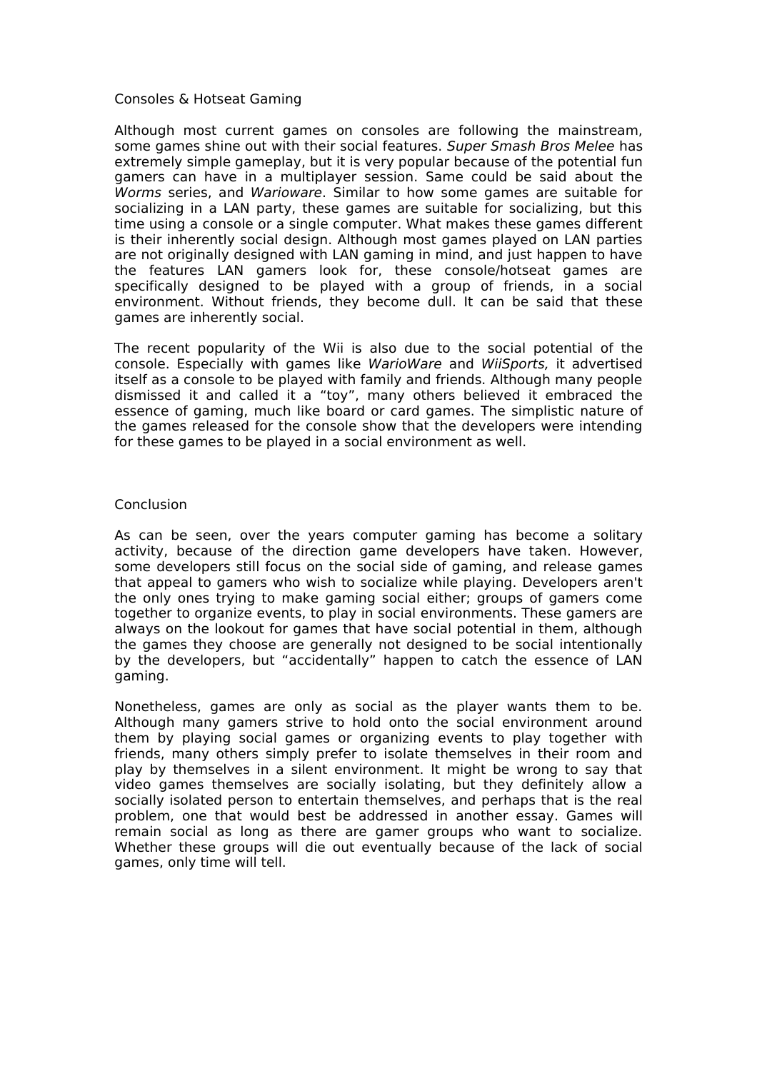## Consoles & Hotseat Gaming

Although most current games on consoles are following the mainstream, some games shine out with their social features. *Super Smash Bros Melee* has extremely simple gameplay, but it is very popular because of the potential fun gamers can have in a multiplayer session. Same could be said about the *Worms* series, and *Warioware*. Similar to how some games are suitable for socializing in a LAN party, these games are suitable for socializing, but this time using a console or a single computer. What makes these games different is their inherently social design. Although most games played on LAN parties are not originally designed with LAN gaming in mind, and just happen to have the features LAN gamers look for, these console/hotseat games are specifically designed to be played with a group of friends, in a social environment. Without friends, they become dull. It can be said that these games are inherently social.

The recent popularity of the Wii is also due to the social potential of the console. Especially with games like *WarioWare* and *WiiSports,* it advertised itself as a console to be played with family and friends. Although many people dismissed it and called it a “toy”, many others believed it embraced the essence of gaming, much like board or card games. The simplistic nature of the games released for the console show that the developers were intending for these games to be played in a social environment as well.

## Conclusion

As can be seen, over the years computer gaming has become a solitary activity, because of the direction game developers have taken. However, some developers still focus on the social side of gaming, and release games that appeal to gamers who wish to socialize while playing. Developers aren't the only ones trying to make gaming social either; groups of gamers come together to organize events, to play in social environments. These gamers are always on the lookout for games that have social potential in them, although the games they choose are generally not designed to be social intentionally by the developers, but “accidentally” happen to catch the essence of LAN gaming.

Nonetheless, games are only as social as the player wants them to be. Although many gamers strive to hold onto the social environment around them by playing social games or organizing events to play together with friends, many others simply prefer to isolate themselves in their room and play by themselves in a silent environment. It might be wrong to say that video games themselves are socially isolating, but they definitely allow a socially isolated person to entertain themselves, and perhaps that is the real problem, one that would best be addressed in another essay. Games will remain social as long as there are gamer groups who want to socialize. Whether these groups will die out eventually because of the lack of social games, only time will tell.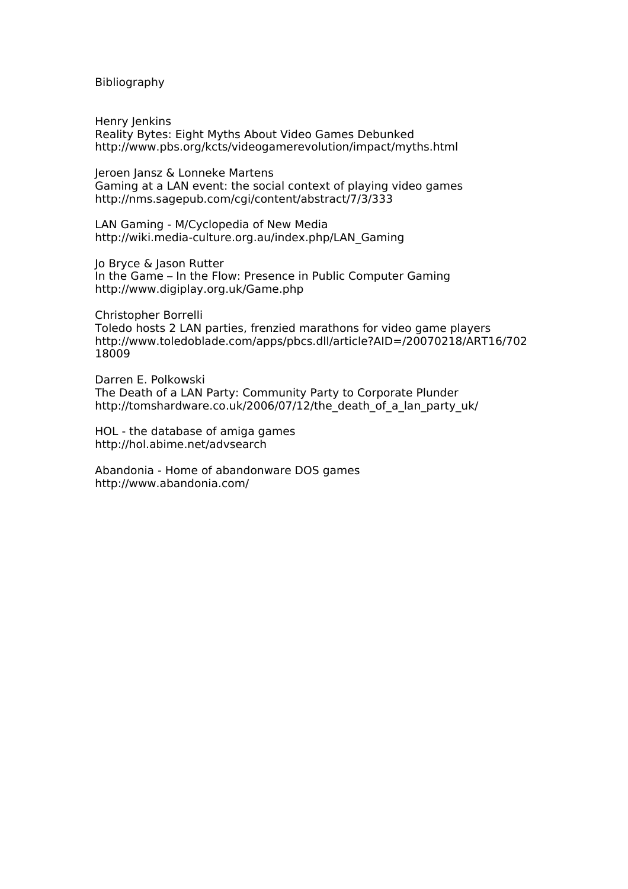# Bibliography

Henry Jenkins
Reality Bytes: Eight Myths About Video Games Debunked
http://www.pbs.org/kcts/videogamerevolution/impact/myths.html

Jeroen Jansz & Lonneke Martens
Gaming at a LAN event: the social context of playing video games
http://nms.sagepub.com/cgi/content/abstract/7/3/333

LAN Gaming - M/Cyclopedia of New Media
http://wiki.media-culture.org.au/index.php/LAN_Gaming

Jo Bryce & Jason Rutter
In the Game – In the Flow: Presence in Public Computer Gaming
http://www.digiplay.org.uk/Game.php

Christopher Borrelli
Toledo hosts 2 LAN parties, frenzied marathons for video game players
http://www.toledoblade.com/apps/pbcs.dll/article?AID=/20070218/ART16/70218009

Darren E. Polkowski
The Death of a LAN Party: Community Party to Corporate Plunder
http://tomshardware.co.uk/2006/07/12/the_death_of_a_lan_party_uk/

HOL - the database of amiga games
http://hol.abime.net/advsearch

Abandonia - Home of abandonware DOS games
http://www.abandonia.com/